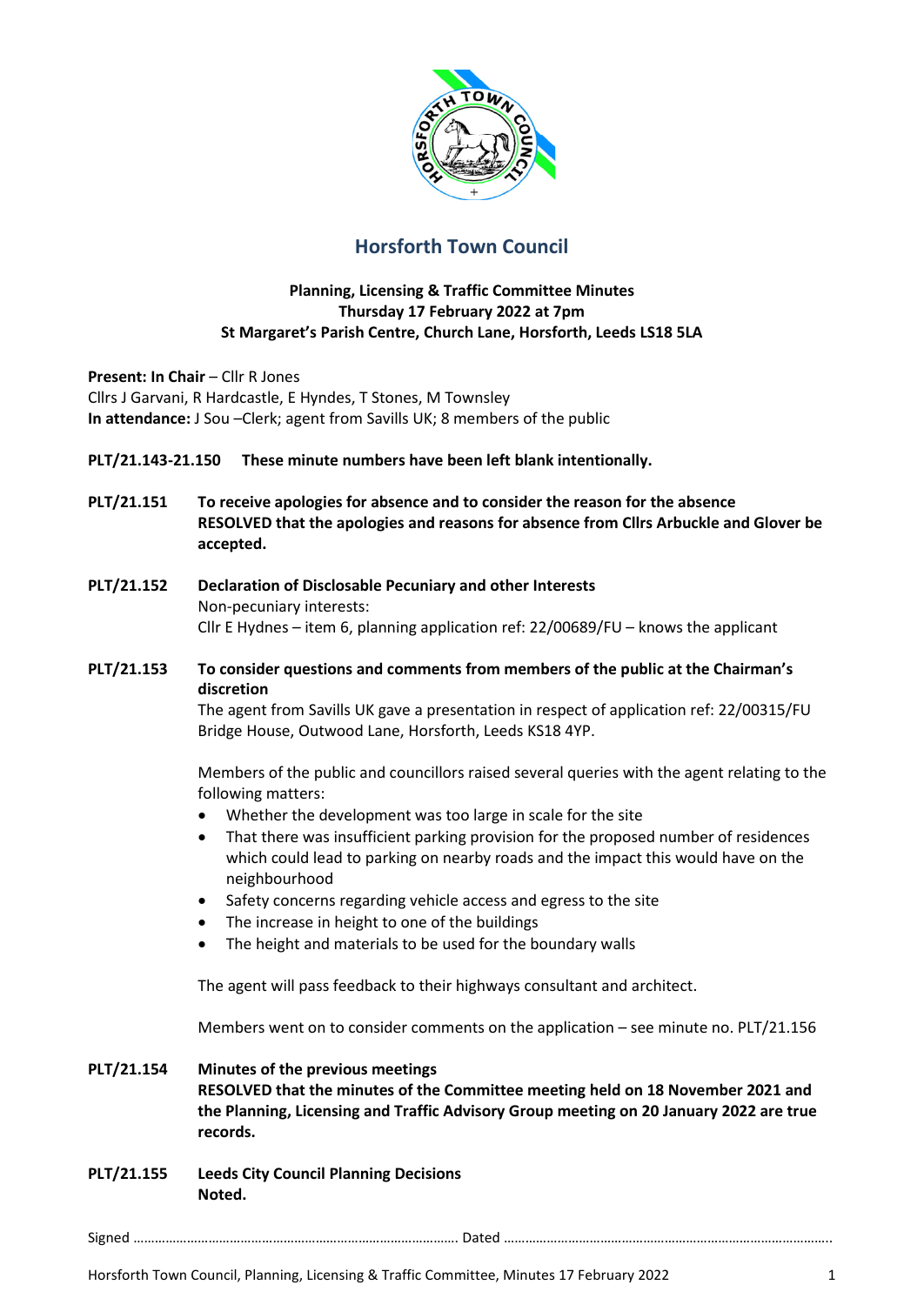# Horsforth Town Council

**Planning, Licensing & Traffic Committee Minutes**
**Thursday 17 February 2022 at 7pm**
**St Margaret's Parish Centre, Church Lane, Horsforth, Leeds LS18 5LA**

**Present: In Chair** – Cllr R Jones
Cllrs J Garvani, R Hardcastle, E Hyndes, T Stones, M Townsley
**In attendance:** J Sou –Clerk; agent from Savills UK; 8 members of the public

**PLT/21.143-21.150 These minute numbers have been left blank intentionally.**

**PLT/21.151 To receive apologies for absence and to consider the reason for the absence**
**RESOLVED that the apologies and reasons for absence from Cllrs Arbuckle and Glover be accepted.**

**PLT/21.152 Declaration of Disclosable Pecuniary and other Interests**
Non-pecuniary interests:
Cllr E Hydnes – item 6, planning application ref: 22/00689/FU – knows the applicant

**PLT/21.153 To consider questions and comments from members of the public at the Chairman's discretion**
The agent from Savills UK gave a presentation in respect of application ref: 22/00315/FU Bridge House, Outwood Lane, Horsforth, Leeds KS18 4YP.

Members of the public and councillors raised several queries with the agent relating to the following matters:

- Whether the development was too large in scale for the site
- That there was insufficient parking provision for the proposed number of residences which could lead to parking on nearby roads and the impact this would have on the neighbourhood
- Safety concerns regarding vehicle access and egress to the site
- The increase in height to one of the buildings
- The height and materials to be used for the boundary walls

The agent will pass feedback to their highways consultant and architect.

Members went on to consider comments on the application – see minute no. PLT/21.156

**PLT/21.154 Minutes of the previous meetings**
**RESOLVED that the minutes of the Committee meeting held on 18 November 2021 and the Planning, Licensing and Traffic Advisory Group meeting on 20 January 2022 are true records.**

**PLT/21.155 Leeds City Council Planning Decisions**
**Noted.**

Signed ……………………………………………………………………………… Dated ………………………………………………………………………………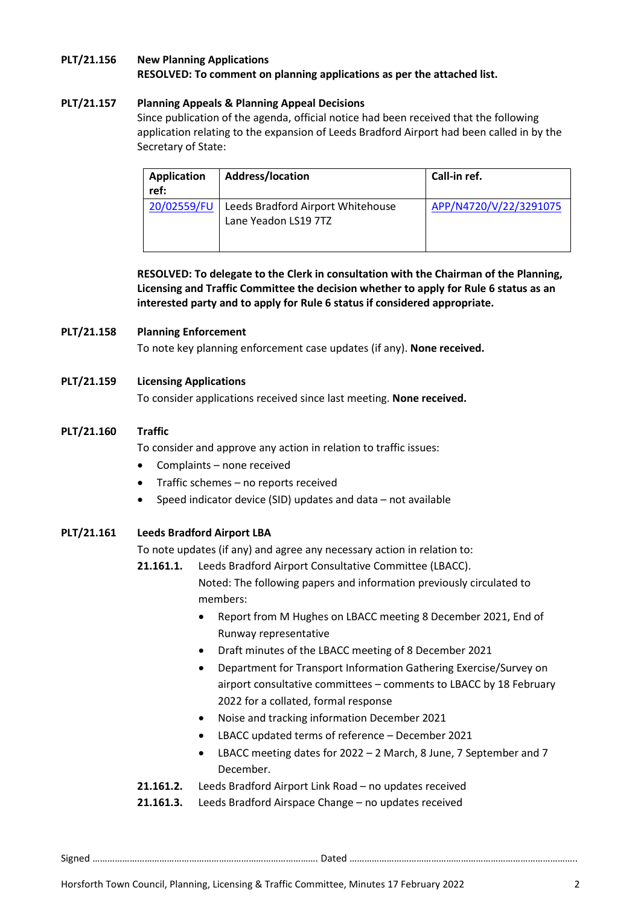**PLT/21.156 New Planning Applications**

**RESOLVED: To comment on planning applications as per the attached list.**

**PLT/21.157 Planning Appeals & Planning Appeal Decisions**

Since publication of the agenda, official notice had been received that the following application relating to the expansion of Leeds Bradford Airport had been called in by the Secretary of State:

| Application ref: | Address/location | Call-in ref. |
|---|---|---|
| 20/02559/FU | Leeds Bradford Airport Whitehouse Lane Yeadon LS19 7TZ | APP/N4720/V/22/3291075 |

**RESOLVED: To delegate to the Clerk in consultation with the Chairman of the Planning, Licensing and Traffic Committee the decision whether to apply for Rule 6 status as an interested party and to apply for Rule 6 status if considered appropriate.**

**PLT/21.158 Planning Enforcement**

To note key planning enforcement case updates (if any). **None received.**

**PLT/21.159 Licensing Applications**

To consider applications received since last meeting. **None received.**

**PLT/21.160 Traffic**

To consider and approve any action in relation to traffic issues:

- Complaints – none received
- Traffic schemes – no reports received
- Speed indicator device (SID) updates and data – not available

**PLT/21.161 Leeds Bradford Airport LBA**

To note updates (if any) and agree any necessary action in relation to:

**21.161.1.** Leeds Bradford Airport Consultative Committee (LBACC).

Noted: The following papers and information previously circulated to members:

- Report from M Hughes on LBACC meeting 8 December 2021, End of Runway representative
- Draft minutes of the LBACC meeting of 8 December 2021
- Department for Transport Information Gathering Exercise/Survey on airport consultative committees – comments to LBACC by 18 February 2022 for a collated, formal response
- Noise and tracking information December 2021
- LBACC updated terms of reference – December 2021
- LBACC meeting dates for 2022 – 2 March, 8 June, 7 September and 7 December.

**21.161.2.** Leeds Bradford Airport Link Road – no updates received

**21.161.3.** Leeds Bradford Airspace Change – no updates received

Signed ………………………………………………………………………………. Dated ……………………………………………………………………………….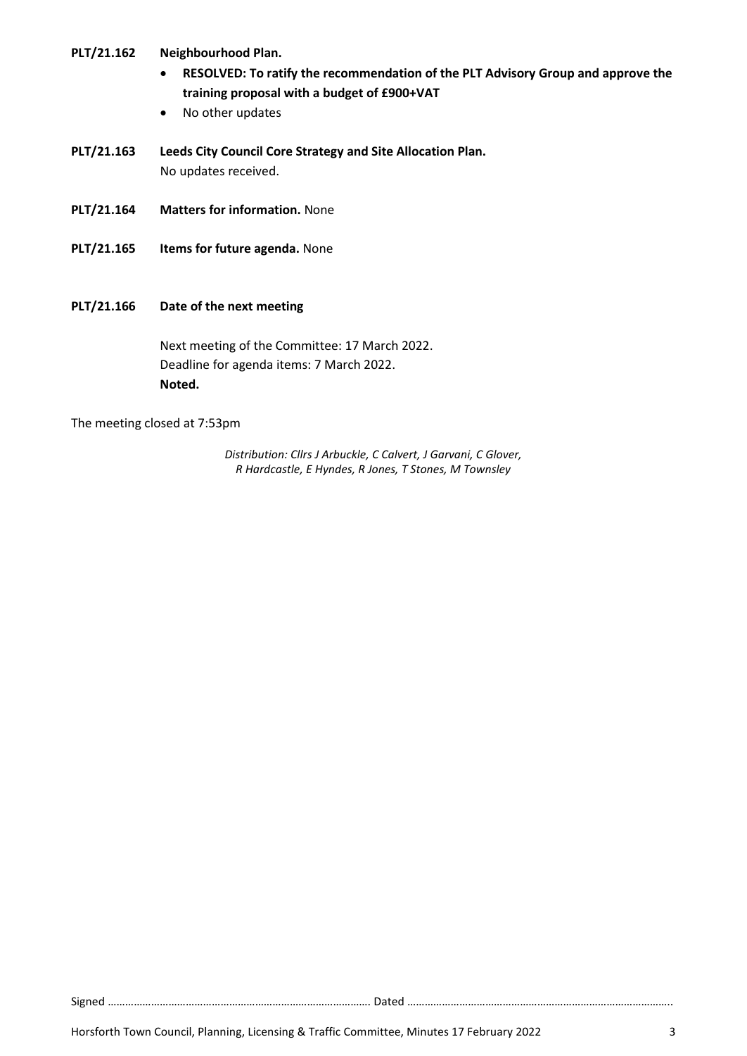**PLT/21.162 Neighbourhood Plan.**

- **RESOLVED: To ratify the recommendation of the PLT Advisory Group and approve the training proposal with a budget of £900+VAT**
- No other updates

**PLT/21.163 Leeds City Council Core Strategy and Site Allocation Plan.**

No updates received.

**PLT/21.164 Matters for information.** None

**PLT/21.165 Items for future agenda.** None

**PLT/21.166 Date of the next meeting**

Next meeting of the Committee: 17 March 2022.
Deadline for agenda items: 7 March 2022.
**Noted.**

The meeting closed at 7:53pm

*Distribution: Cllrs J Arbuckle, C Calvert, J Garvani, C Glover, R Hardcastle, E Hyndes, R Jones, T Stones, M Townsley*

Signed ……………………………………………………………………………. Dated ……………………………………………………………………………….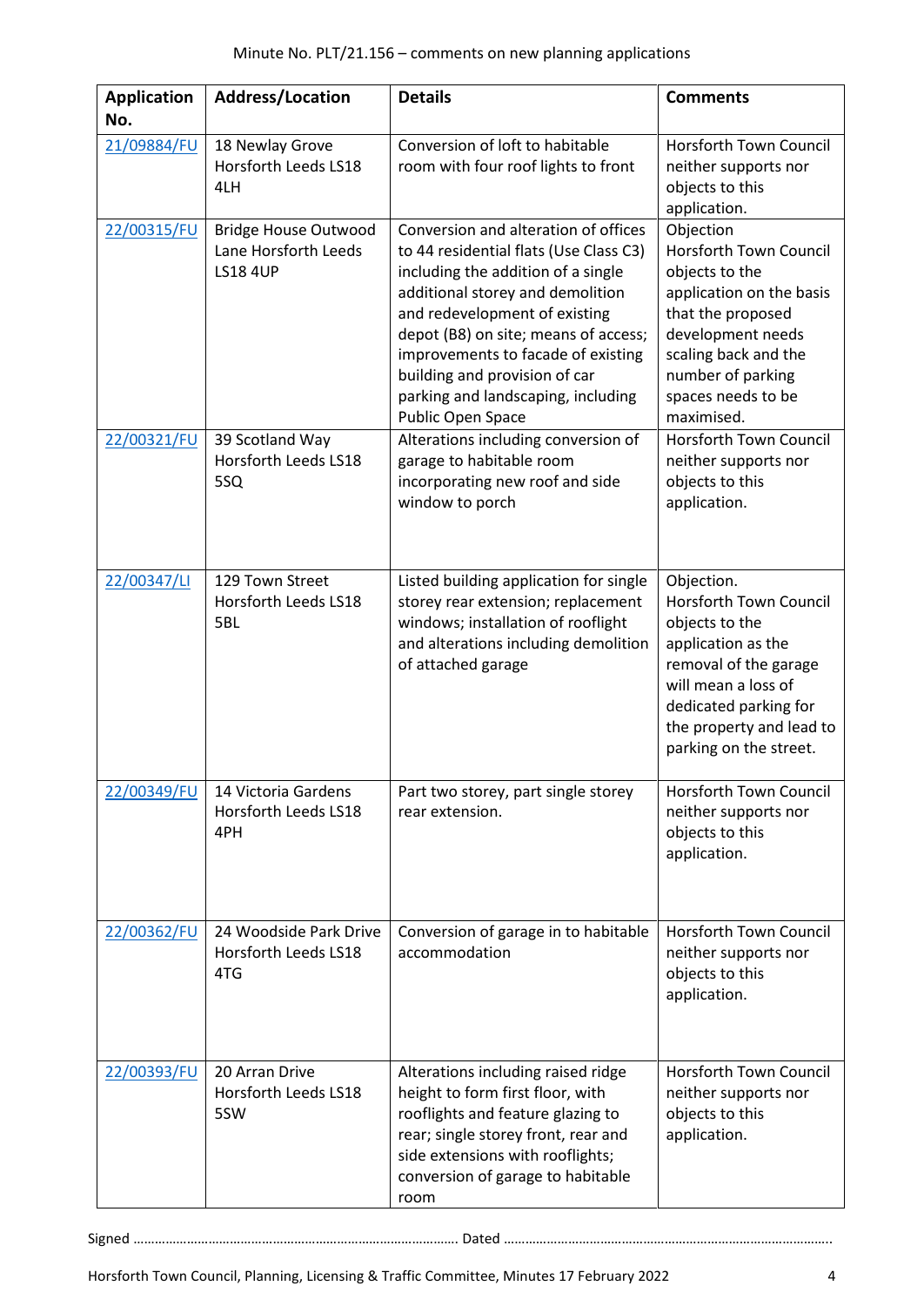Minute No. PLT/21.156 – comments on new planning applications

| Application No. | Address/Location | Details | Comments |
|---|---|---|---|
| 21/09884/FU | 18 Newlay Grove Horsforth Leeds LS18 4LH | Conversion of loft to habitable room with four roof lights to front | Horsforth Town Council neither supports nor objects to this application. |
| 22/00315/FU | Bridge House Outwood Lane Horsforth Leeds LS18 4UP | Conversion and alteration of offices to 44 residential flats (Use Class C3) including the addition of a single additional storey and demolition and redevelopment of existing depot (B8) on site; means of access; improvements to facade of existing building and provision of car parking and landscaping, including Public Open Space | Objection Horsforth Town Council objects to the application on the basis that the proposed development needs scaling back and the number of parking spaces needs to be maximised. |
| 22/00321/FU | 39 Scotland Way Horsforth Leeds LS18 5SQ | Alterations including conversion of garage to habitable room incorporating new roof and side window to porch | Horsforth Town Council neither supports nor objects to this application. |
| 22/00347/LI | 129 Town Street Horsforth Leeds LS18 5BL | Listed building application for single storey rear extension; replacement windows; installation of rooflight and alterations including demolition of attached garage | Objection. Horsforth Town Council objects to the application as the removal of the garage will mean a loss of dedicated parking for the property and lead to parking on the street. |
| 22/00349/FU | 14 Victoria Gardens Horsforth Leeds LS18 4PH | Part two storey, part single storey rear extension. | Horsforth Town Council neither supports nor objects to this application. |
| 22/00362/FU | 24 Woodside Park Drive Horsforth Leeds LS18 4TG | Conversion of garage in to habitable accommodation | Horsforth Town Council neither supports nor objects to this application. |
| 22/00393/FU | 20 Arran Drive Horsforth Leeds LS18 5SW | Alterations including raised ridge height to form first floor, with rooflights and feature glazing to rear; single storey front, rear and side extensions with rooflights; conversion of garage to habitable room | Horsforth Town Council neither supports nor objects to this application. |

Signed ………………………………………………………………………………. Dated ……………………………………………………………………………….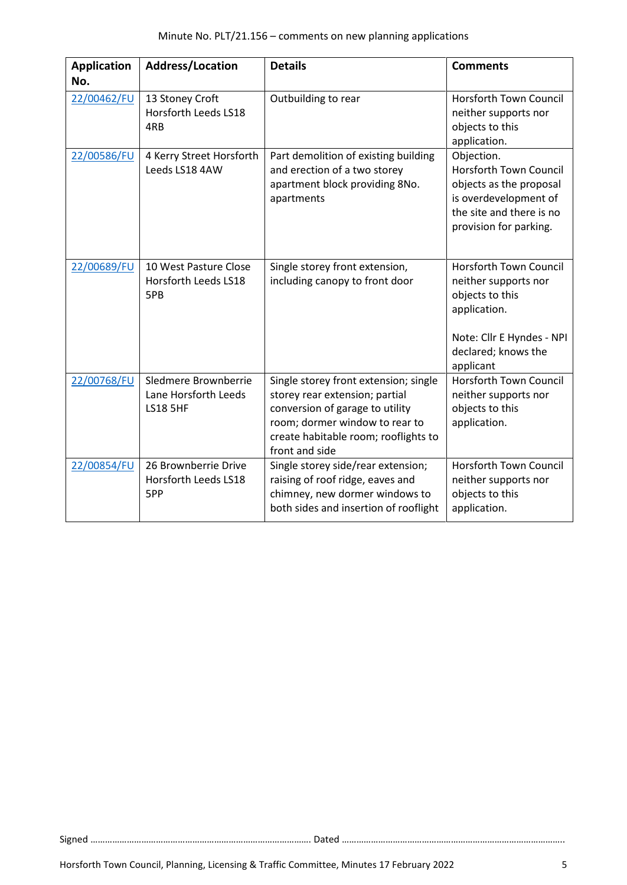Minute No. PLT/21.156 – comments on new planning applications

| Application No. | Address/Location | Details | Comments |
|---|---|---|---|
| 22/00462/FU | 13 Stoney Croft Horsforth Leeds LS18 4RB | Outbuilding to rear | Horsforth Town Council neither supports nor objects to this application. |
| 22/00586/FU | 4 Kerry Street Horsforth Leeds LS18 4AW | Part demolition of existing building and erection of a two storey apartment block providing 8No. apartments | Objection. Horsforth Town Council objects as the proposal is overdevelopment of the site and there is no provision for parking. |
| 22/00689/FU | 10 West Pasture Close Horsforth Leeds LS18 5PB | Single storey front extension, including canopy to front door | Horsforth Town Council neither supports nor objects to this application. <br><br> Note: Cllr E Hyndes - NPI declared; knows the applicant |
| 22/00768/FU | Sledmere Brownberrie Lane Horsforth Leeds LS18 5HF | Single storey front extension; single storey rear extension; partial conversion of garage to utility room; dormer window to rear to create habitable room; rooflights to front and side | Horsforth Town Council neither supports nor objects to this application. |
| 22/00854/FU | 26 Brownberrie Drive Horsforth Leeds LS18 5PP | Single storey side/rear extension; raising of roof ridge, eaves and chimney, new dormer windows to both sides and insertion of rooflight | Horsforth Town Council neither supports nor objects to this application. |

Signed ……………………………………………………………………………… Dated ………………………………………………………………………………